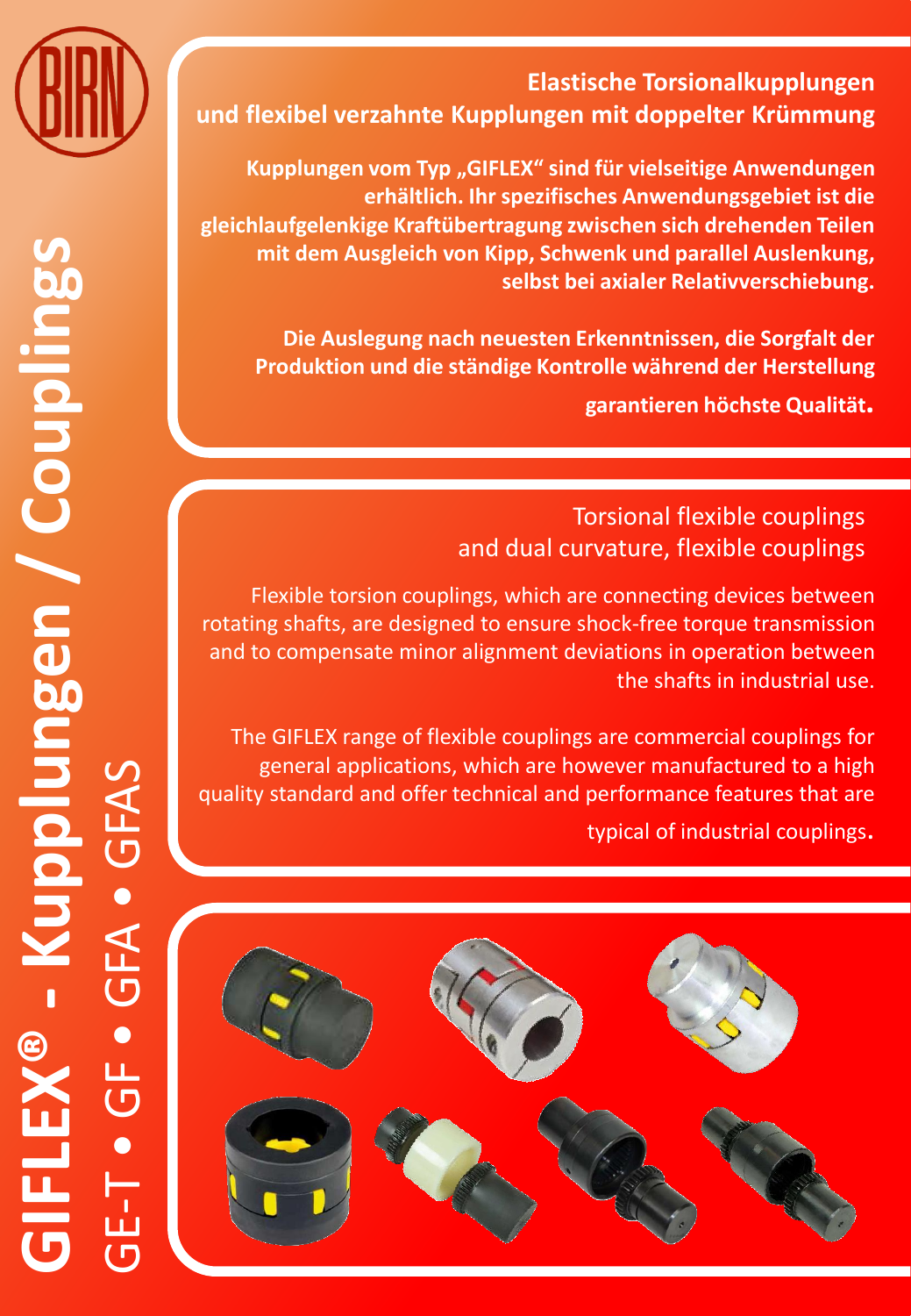# GIFLEX® - Kupplungen / Couplings

GE-T • GF • GFA • GFAS

## Elastische Torsionalkupplungen und flexibel verzahnte Kupplungen mit doppelter Krümmung

**Kupplungen vom Typ „GIFLEX" sind für vielseitige Anwendungen erhältlich. Ihr spezifisches Anwendungsgebiet ist die gleichlaufgelenkige Kraftübertragung zwischen sich drehenden Teilen mit dem Ausgleich von Kipp, Schwenk und parallel Auslenkung, selbst bei axialer Relativverschiebung.**

**Die Auslegung nach neuesten Erkenntnissen, die Sorgfalt der Produktion und die ständige Kontrolle während der Herstellung garantieren höchste Qualität.**

## Torsional flexible couplings and dual curvature, flexible couplings

Flexible torsion couplings, which are connecting devices between rotating shafts, are designed to ensure shock-free torque transmission and to compensate minor alignment deviations in operation between the shafts in industrial use.

The GIFLEX range of flexible couplings are commercial couplings for general applications, which are however manufactured to a high quality standard and offer technical and performance features that are typical of industrial couplings.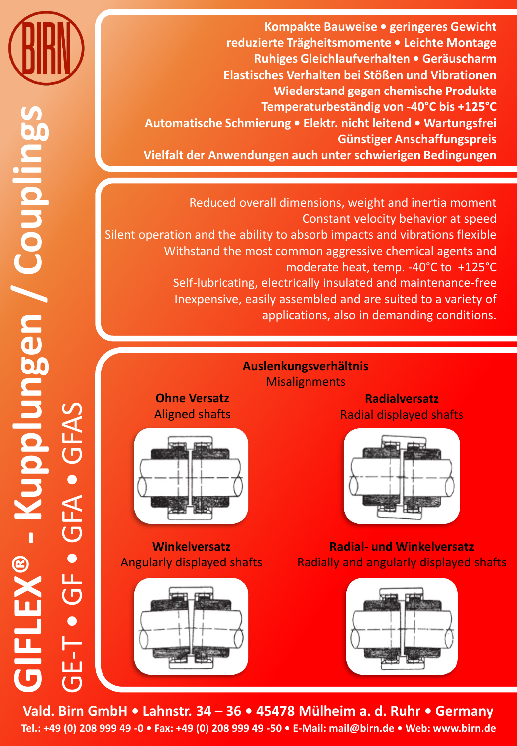# GIFLEX® - Kupplungen / Couplings

GE-T • GF • GFA • GFAS

**Kompakte Bauweise • geringeres Gewicht**
**reduzierte Trägheitsmomente • Leichte Montage**
**Ruhiges Gleichlaufverhalten • Geräuscharm**
**Elastisches Verhalten bei Stößen und Vibrationen**
**Wiederstand gegen chemische Produkte**
**Temperaturbeständig von -40°C bis +125°C**
**Automatische Schmierung • Elektr. nicht leitend • Wartungsfrei**
**Günstiger Anschaffungspreis**
**Vielfalt der Anwendungen auch unter schwierigen Bedingungen**

Reduced overall dimensions, weight and inertia moment
Constant velocity behavior at speed
Silent operation and the ability to absorb impacts and vibrations flexible
Withstand the most common aggressive chemical agents and moderate heat, temp. -40°C to +125°C
Self-lubricating, electrically insulated and maintenance-free
Inexpensive, easily assembled and are suited to a variety of applications, also in demanding conditions.

## Auslenkungsverhältnis
Misalignments

**Ohne Versatz**
Aligned shafts

**Radialversatz**
Radial displayed shafts

**Winkelversatz**
Angularly displayed shafts

**Radial- und Winkelversatz**
Radially and angularly displayed shafts

**Vald. Birn GmbH • Lahnstr. 34 – 36 • 45478 Mülheim a. d. Ruhr • Germany**
**Tel.: +49 (0) 208 999 49 -0 • Fax: +49 (0) 208 999 49 -50 • E-Mail: mail@birn.de • Web: www.birn.de**